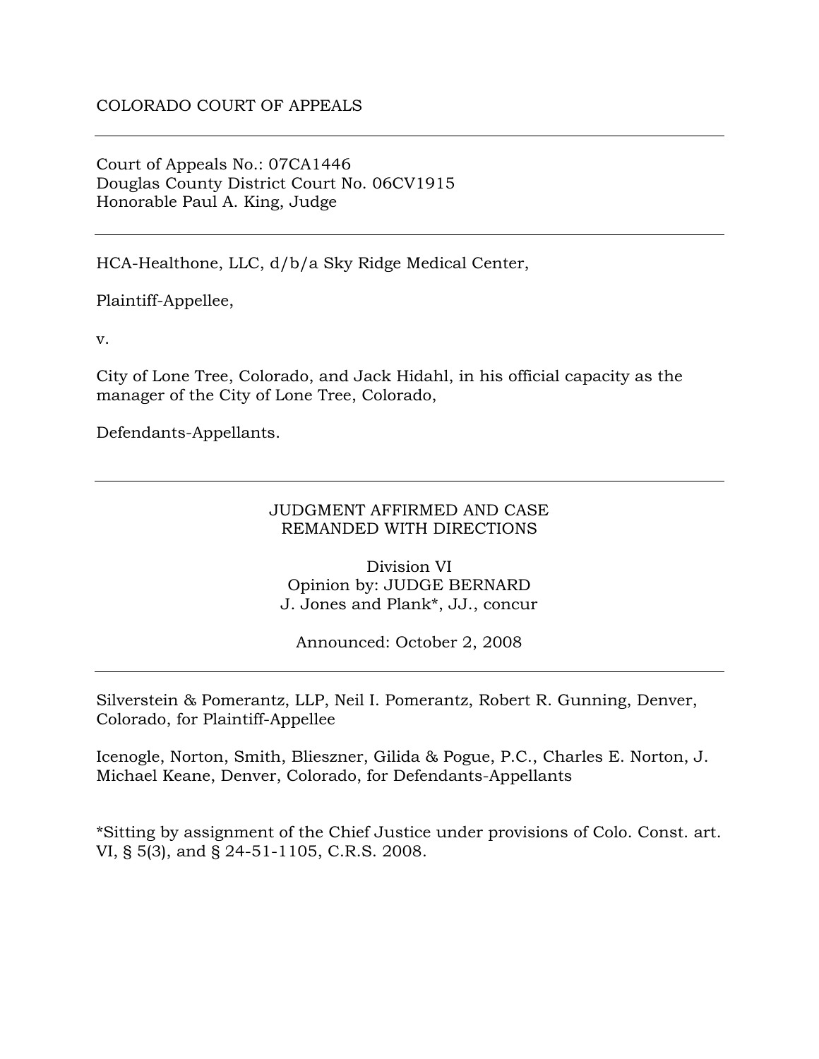COLORADO COURT OF APPEALS

---

Court of Appeals No.: 07CA1446
Douglas County District Court No. 06CV1915
Honorable Paul A. King, Judge

---

HCA-Healthone, LLC, d/b/a Sky Ridge Medical Center,

Plaintiff-Appellee,

v.

City of Lone Tree, Colorado, and Jack Hidahl, in his official capacity as the manager of the City of Lone Tree, Colorado,

Defendants-Appellants.

---

JUDGMENT AFFIRMED AND CASE
REMANDED WITH DIRECTIONS

Division VI
Opinion by: JUDGE BERNARD
J. Jones and Plank*, JJ., concur

Announced: October 2, 2008

---

Silverstein & Pomerantz, LLP, Neil I. Pomerantz, Robert R. Gunning, Denver, Colorado, for Plaintiff-Appellee

Icenogle, Norton, Smith, Blieszner, Gilida & Pogue, P.C., Charles E. Norton, J. Michael Keane, Denver, Colorado, for Defendants-Appellants

*Sitting by assignment of the Chief Justice under provisions of Colo. Const. art. VI, § 5(3), and § 24-51-1105, C.R.S. 2008.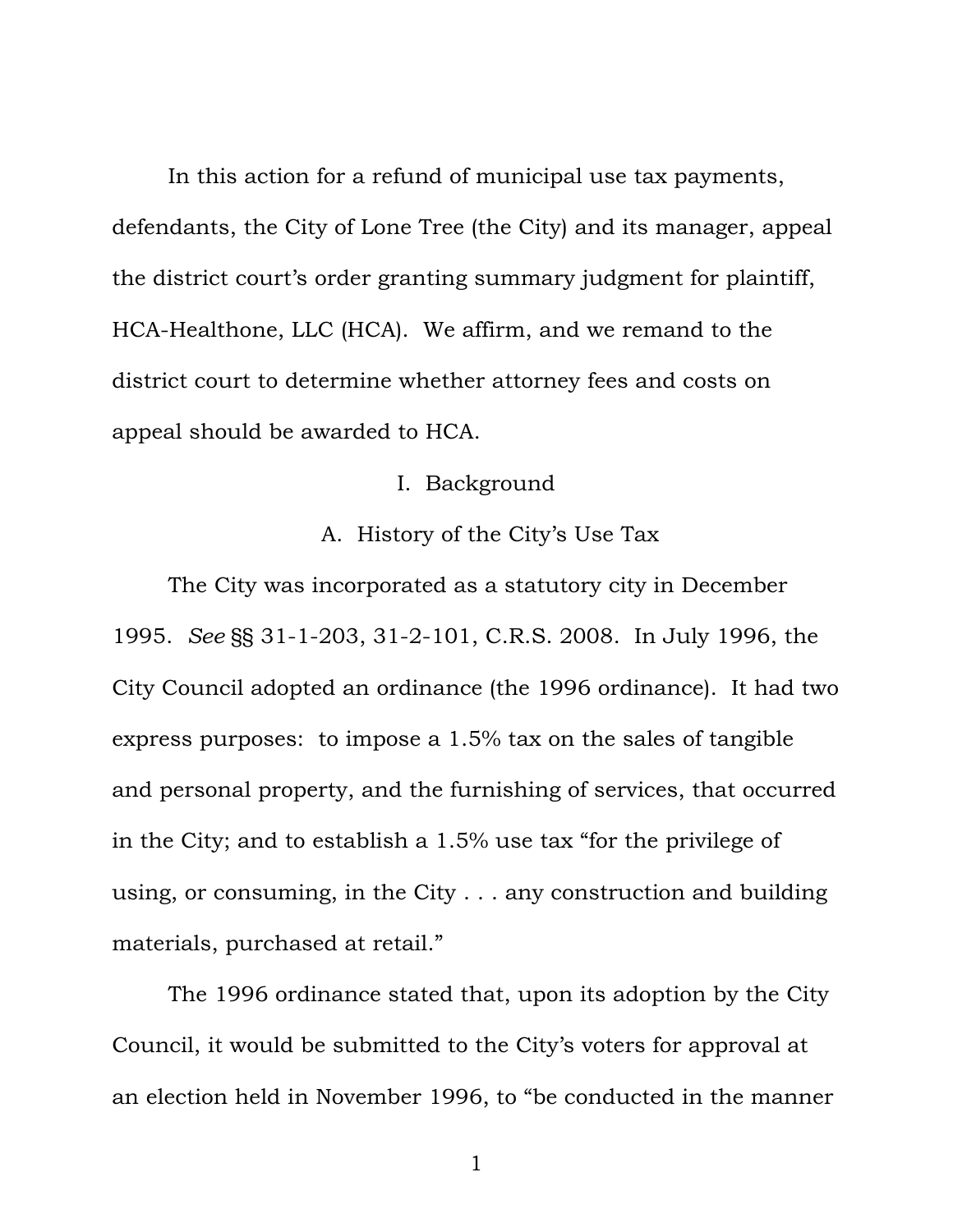In this action for a refund of municipal use tax payments, defendants, the City of Lone Tree (the City) and its manager, appeal the district court's order granting summary judgment for plaintiff, HCA-Healthone, LLC (HCA). We affirm, and we remand to the district court to determine whether attorney fees and costs on appeal should be awarded to HCA.

## I. Background

### A. History of the City's Use Tax

The City was incorporated as a statutory city in December 1995. *See* §§ 31-1-203, 31-2-101, C.R.S. 2008. In July 1996, the City Council adopted an ordinance (the 1996 ordinance). It had two express purposes: to impose a 1.5% tax on the sales of tangible and personal property, and the furnishing of services, that occurred in the City; and to establish a 1.5% use tax "for the privilege of using, or consuming, in the City . . . any construction and building materials, purchased at retail."

The 1996 ordinance stated that, upon its adoption by the City Council, it would be submitted to the City's voters for approval at an election held in November 1996, to "be conducted in the manner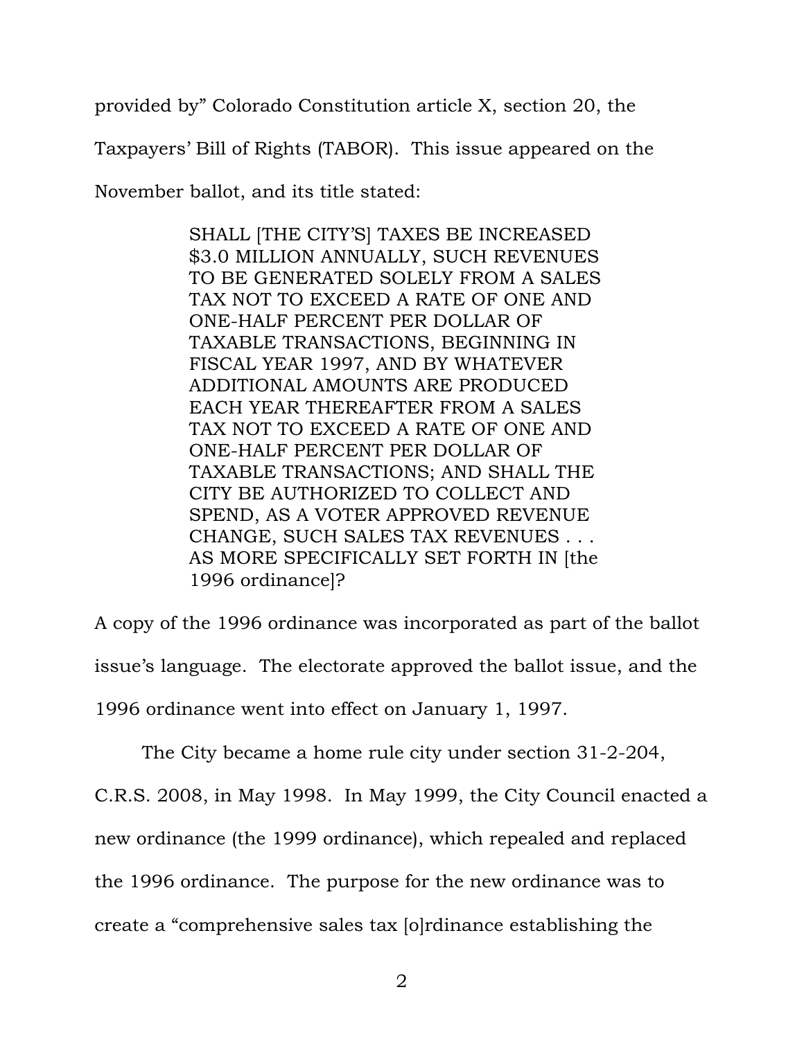provided by" Colorado Constitution article X, section 20, the Taxpayers' Bill of Rights (TABOR). This issue appeared on the November ballot, and its title stated:

> SHALL [THE CITY'S] TAXES BE INCREASED $3.0 MILLION ANNUALLY, SUCH REVENUES TO BE GENERATED SOLELY FROM A SALES TAX NOT TO EXCEED A RATE OF ONE AND ONE-HALF PERCENT PER DOLLAR OF TAXABLE TRANSACTIONS, BEGINNING IN FISCAL YEAR 1997, AND BY WHATEVER ADDITIONAL AMOUNTS ARE PRODUCED EACH YEAR THEREAFTER FROM A SALES TAX NOT TO EXCEED A RATE OF ONE AND ONE-HALF PERCENT PER DOLLAR OF TAXABLE TRANSACTIONS; AND SHALL THE CITY BE AUTHORIZED TO COLLECT AND SPEND, AS A VOTER APPROVED REVENUE CHANGE, SUCH SALES TAX REVENUES . . . AS MORE SPECIFICALLY SET FORTH IN [the 1996 ordinance]?

A copy of the 1996 ordinance was incorporated as part of the ballot issue's language. The electorate approved the ballot issue, and the 1996 ordinance went into effect on January 1, 1997.

The City became a home rule city under section 31-2-204, C.R.S. 2008, in May 1998. In May 1999, the City Council enacted a new ordinance (the 1999 ordinance), which repealed and replaced the 1996 ordinance. The purpose for the new ordinance was to create a "comprehensive sales tax [o]rdinance establishing the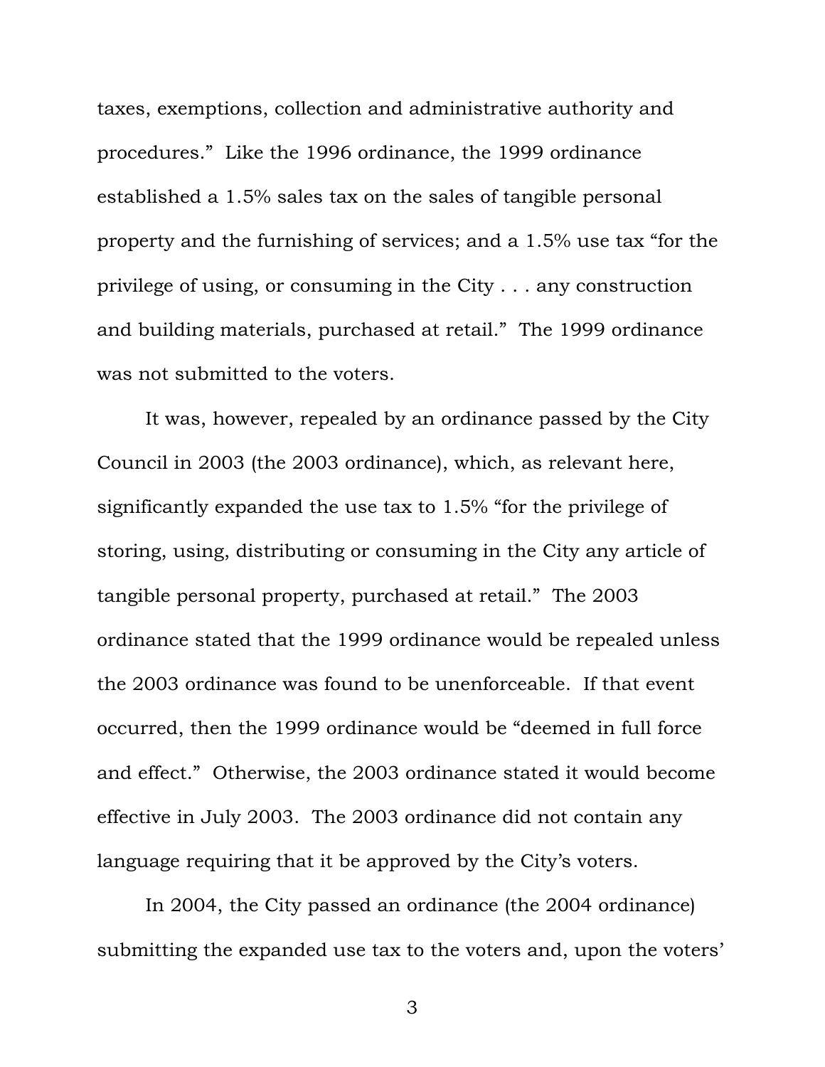taxes, exemptions, collection and administrative authority and procedures." Like the 1996 ordinance, the 1999 ordinance established a 1.5% sales tax on the sales of tangible personal property and the furnishing of services; and a 1.5% use tax "for the privilege of using, or consuming in the City . . . any construction and building materials, purchased at retail." The 1999 ordinance was not submitted to the voters.

It was, however, repealed by an ordinance passed by the City Council in 2003 (the 2003 ordinance), which, as relevant here, significantly expanded the use tax to 1.5% "for the privilege of storing, using, distributing or consuming in the City any article of tangible personal property, purchased at retail." The 2003 ordinance stated that the 1999 ordinance would be repealed unless the 2003 ordinance was found to be unenforceable. If that event occurred, then the 1999 ordinance would be "deemed in full force and effect." Otherwise, the 2003 ordinance stated it would become effective in July 2003. The 2003 ordinance did not contain any language requiring that it be approved by the City's voters.

In 2004, the City passed an ordinance (the 2004 ordinance) submitting the expanded use tax to the voters and, upon the voters'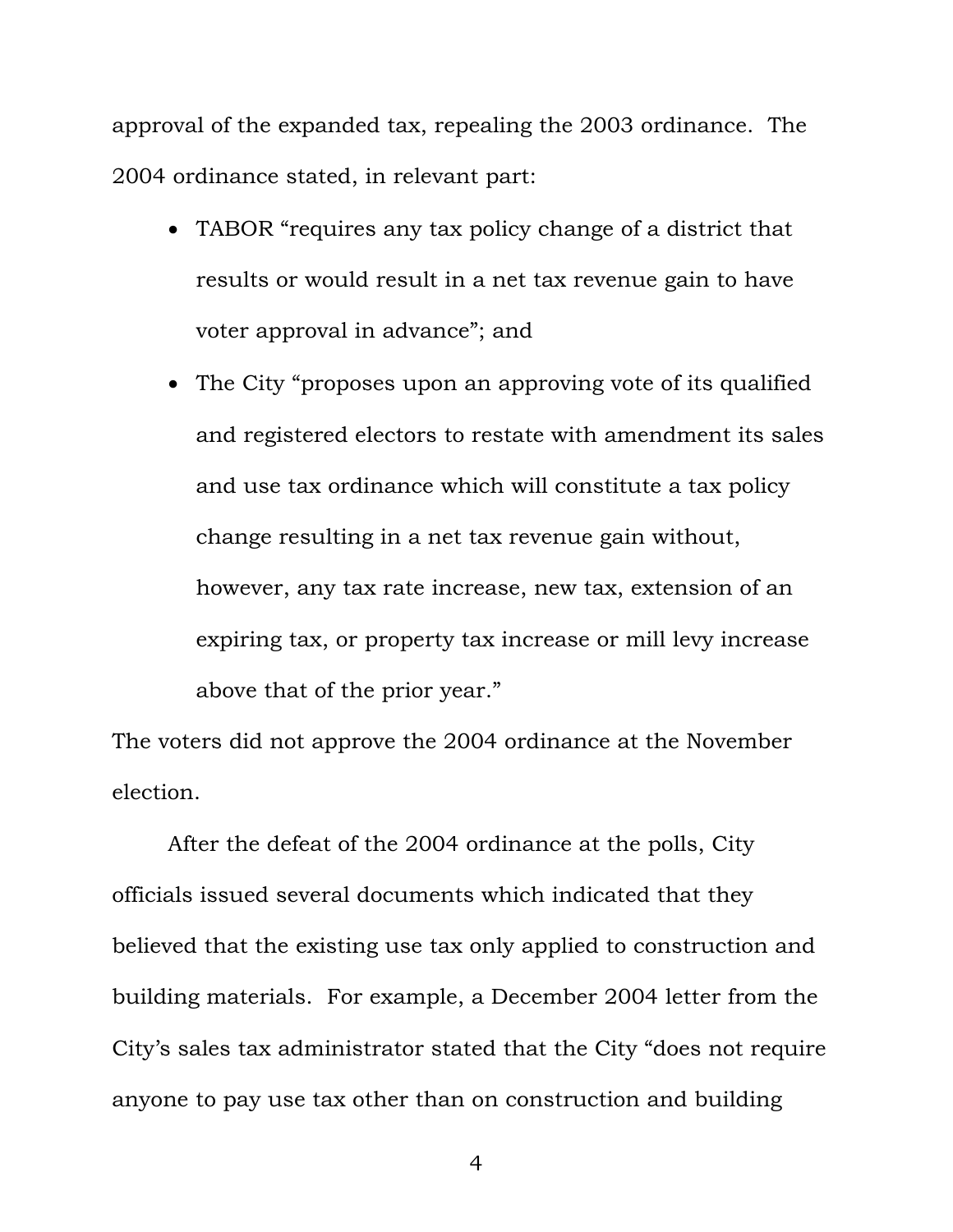approval of the expanded tax, repealing the 2003 ordinance. The 2004 ordinance stated, in relevant part:

- TABOR "requires any tax policy change of a district that results or would result in a net tax revenue gain to have voter approval in advance"; and
- The City "proposes upon an approving vote of its qualified and registered electors to restate with amendment its sales and use tax ordinance which will constitute a tax policy change resulting in a net tax revenue gain without, however, any tax rate increase, new tax, extension of an expiring tax, or property tax increase or mill levy increase above that of the prior year."

The voters did not approve the 2004 ordinance at the November election.

After the defeat of the 2004 ordinance at the polls, City officials issued several documents which indicated that they believed that the existing use tax only applied to construction and building materials. For example, a December 2004 letter from the City's sales tax administrator stated that the City "does not require anyone to pay use tax other than on construction and building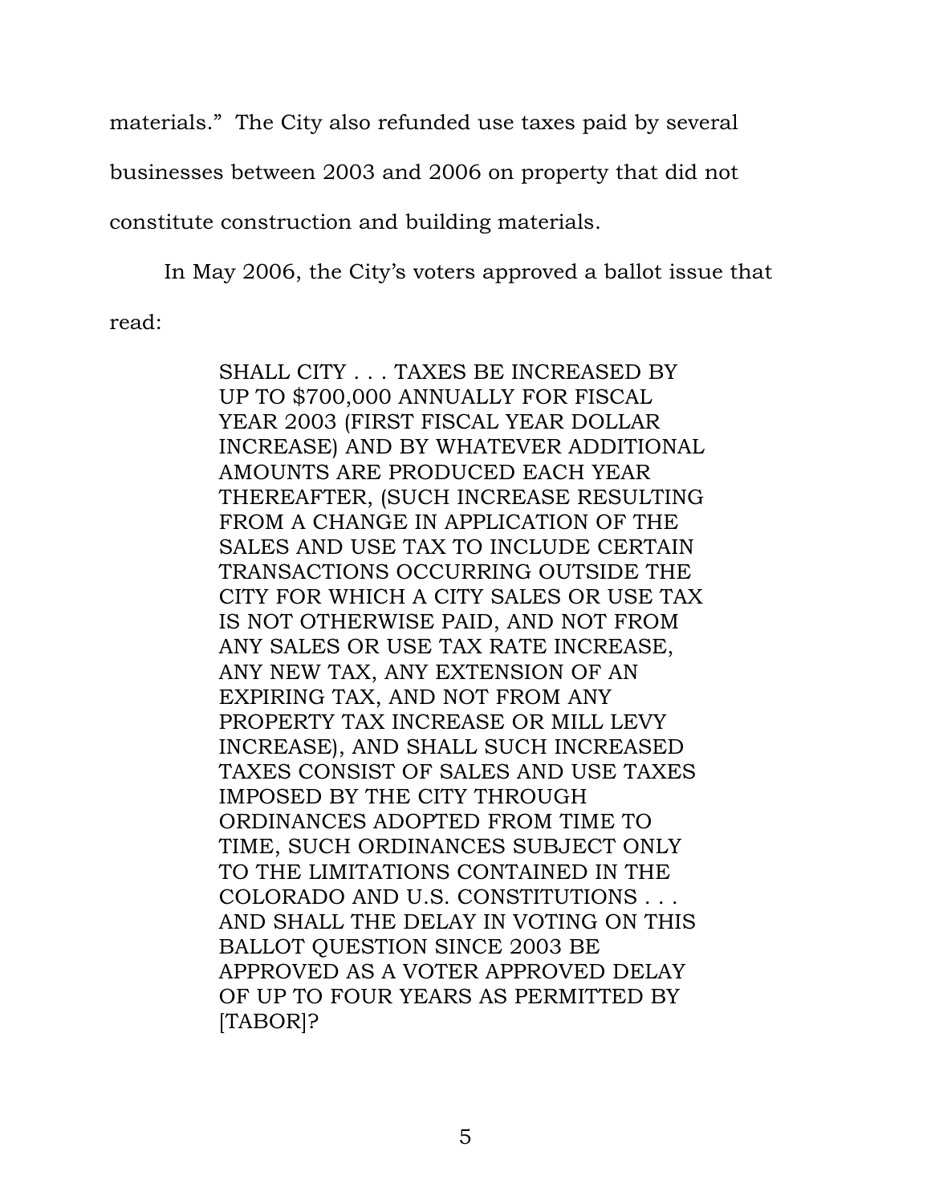materials." The City also refunded use taxes paid by several businesses between 2003 and 2006 on property that did not constitute construction and building materials.

In May 2006, the City's voters approved a ballot issue that read:

> SHALL CITY . . . TAXES BE INCREASED BY UP TO $700,000 ANNUALLY FOR FISCAL YEAR 2003 (FIRST FISCAL YEAR DOLLAR INCREASE) AND BY WHATEVER ADDITIONAL AMOUNTS ARE PRODUCED EACH YEAR THEREAFTER, (SUCH INCREASE RESULTING FROM A CHANGE IN APPLICATION OF THE SALES AND USE TAX TO INCLUDE CERTAIN TRANSACTIONS OCCURRING OUTSIDE THE CITY FOR WHICH A CITY SALES OR USE TAX IS NOT OTHERWISE PAID, AND NOT FROM ANY SALES OR USE TAX RATE INCREASE, ANY NEW TAX, ANY EXTENSION OF AN EXPIRING TAX, AND NOT FROM ANY PROPERTY TAX INCREASE OR MILL LEVY INCREASE), AND SHALL SUCH INCREASED TAXES CONSIST OF SALES AND USE TAXES IMPOSED BY THE CITY THROUGH ORDINANCES ADOPTED FROM TIME TO TIME, SUCH ORDINANCES SUBJECT ONLY TO THE LIMITATIONS CONTAINED IN THE COLORADO AND U.S. CONSTITUTIONS . . . AND SHALL THE DELAY IN VOTING ON THIS BALLOT QUESTION SINCE 2003 BE APPROVED AS A VOTER APPROVED DELAY OF UP TO FOUR YEARS AS PERMITTED BY [TABOR]?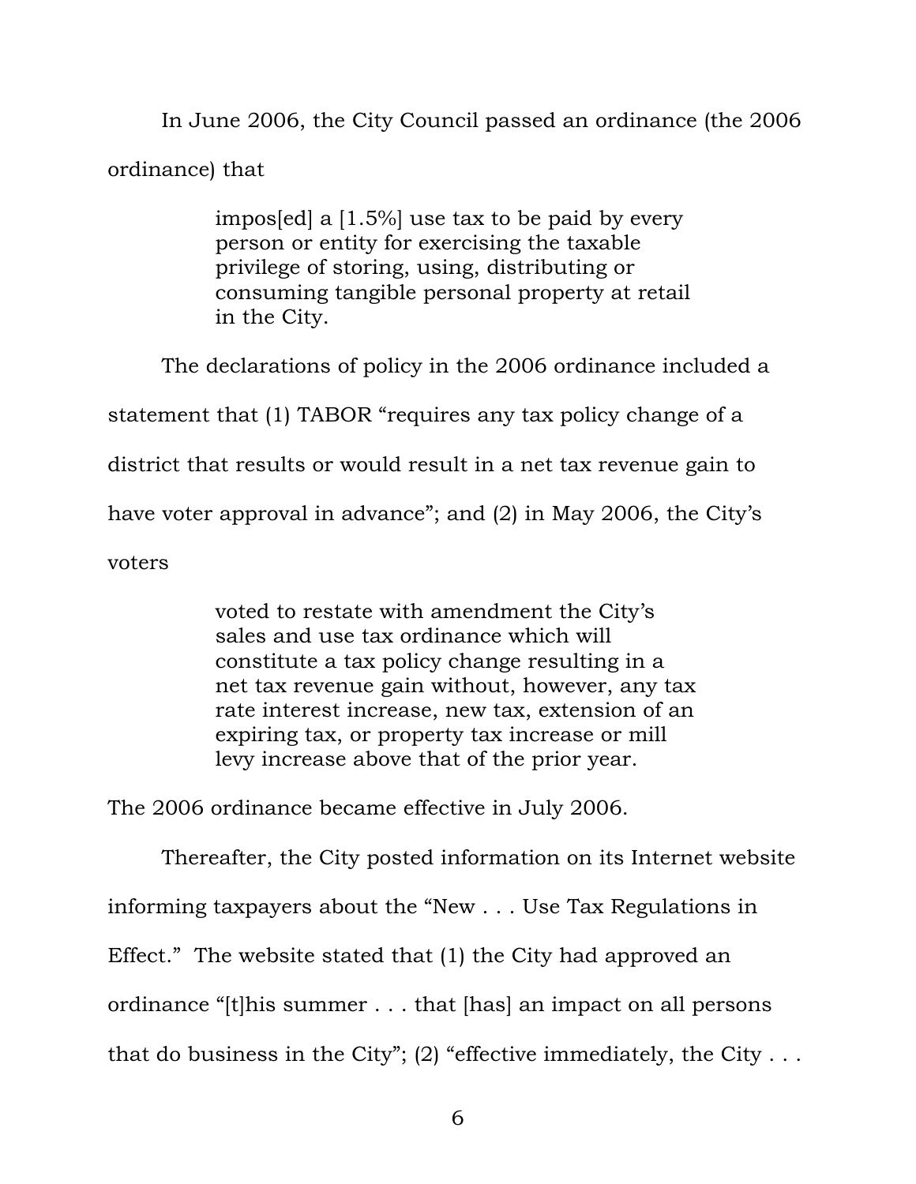In June 2006, the City Council passed an ordinance (the 2006 ordinance) that

> impos[ed] a [1.5%] use tax to be paid by every person or entity for exercising the taxable privilege of storing, using, distributing or consuming tangible personal property at retail in the City.

The declarations of policy in the 2006 ordinance included a statement that (1) TABOR "requires any tax policy change of a district that results or would result in a net tax revenue gain to have voter approval in advance"; and (2) in May 2006, the City's voters

> voted to restate with amendment the City's sales and use tax ordinance which will constitute a tax policy change resulting in a net tax revenue gain without, however, any tax rate interest increase, new tax, extension of an expiring tax, or property tax increase or mill levy increase above that of the prior year.

The 2006 ordinance became effective in July 2006.

Thereafter, the City posted information on its Internet website informing taxpayers about the "New . . . Use Tax Regulations in Effect." The website stated that (1) the City had approved an ordinance "[t]his summer . . . that [has] an impact on all persons that do business in the City"; (2) "effective immediately, the City . . .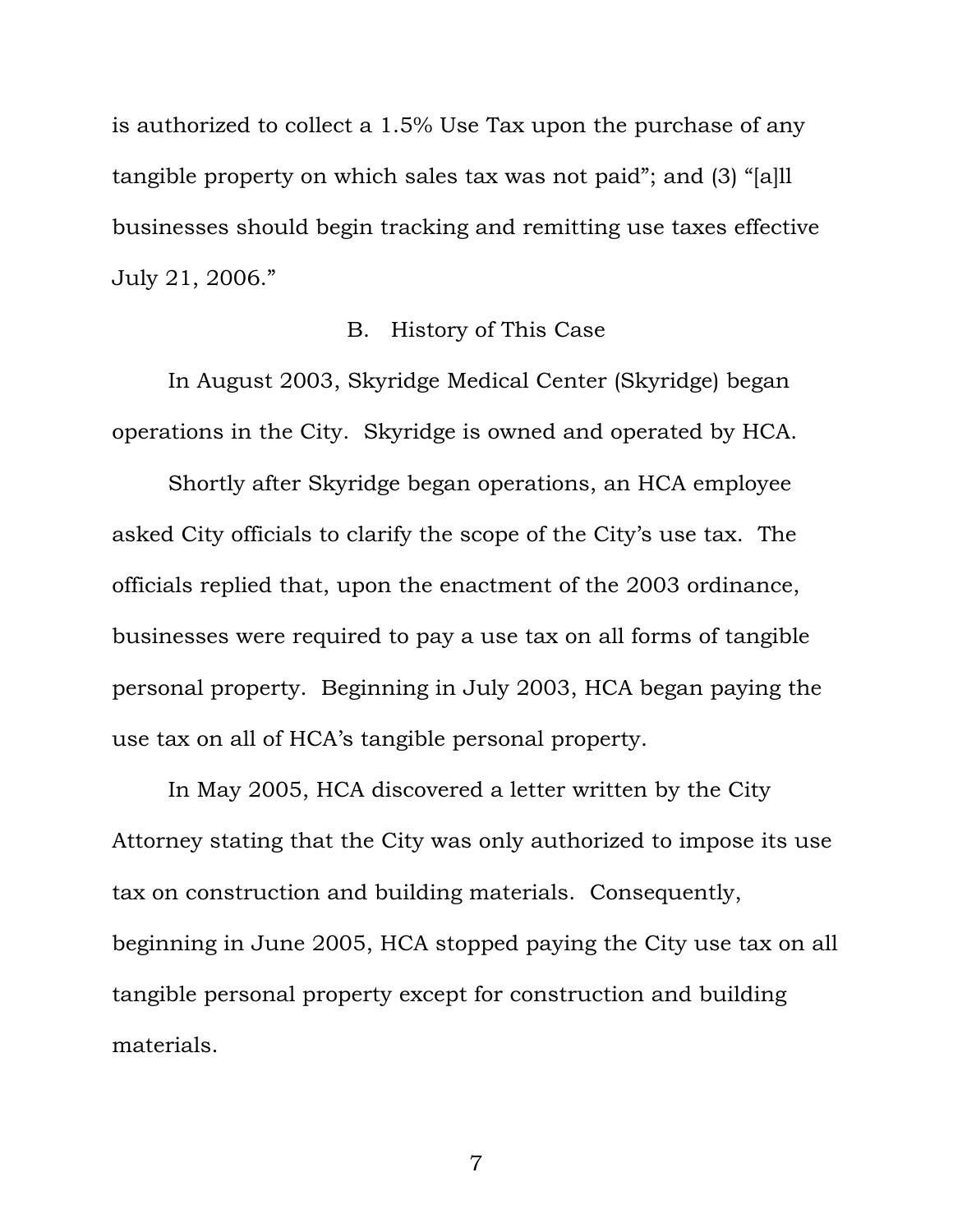is authorized to collect a 1.5% Use Tax upon the purchase of any tangible property on which sales tax was not paid"; and (3) "[a]ll businesses should begin tracking and remitting use taxes effective July 21, 2006."

### B. History of This Case

In August 2003, Skyridge Medical Center (Skyridge) began operations in the City. Skyridge is owned and operated by HCA.

Shortly after Skyridge began operations, an HCA employee asked City officials to clarify the scope of the City's use tax. The officials replied that, upon the enactment of the 2003 ordinance, businesses were required to pay a use tax on all forms of tangible personal property. Beginning in July 2003, HCA began paying the use tax on all of HCA's tangible personal property.

In May 2005, HCA discovered a letter written by the City Attorney stating that the City was only authorized to impose its use tax on construction and building materials. Consequently, beginning in June 2005, HCA stopped paying the City use tax on all tangible personal property except for construction and building materials.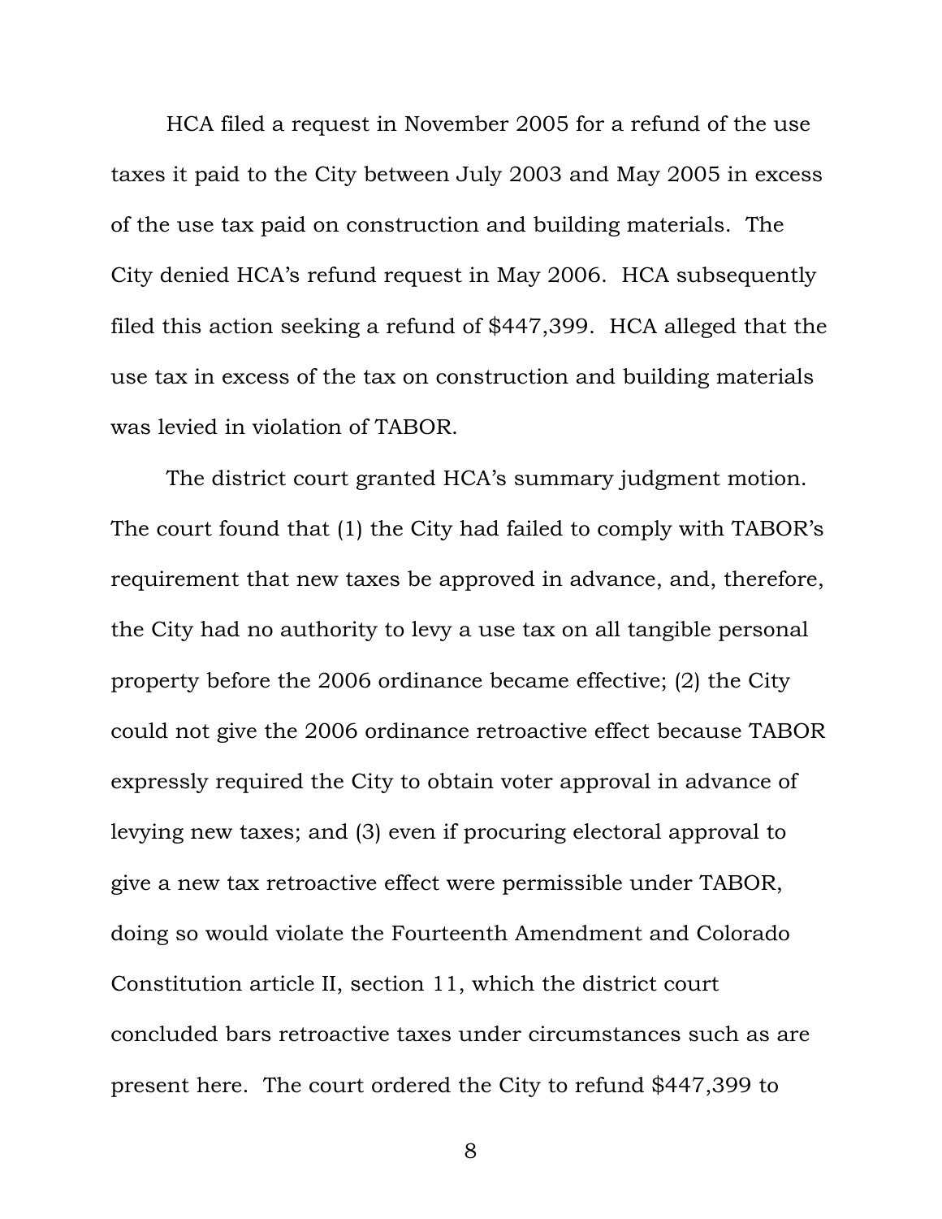HCA filed a request in November 2005 for a refund of the use taxes it paid to the City between July 2003 and May 2005 in excess of the use tax paid on construction and building materials. The City denied HCA's refund request in May 2006. HCA subsequently filed this action seeking a refund of $447,399. HCA alleged that the use tax in excess of the tax on construction and building materials was levied in violation of TABOR.

The district court granted HCA's summary judgment motion. The court found that (1) the City had failed to comply with TABOR's requirement that new taxes be approved in advance, and, therefore, the City had no authority to levy a use tax on all tangible personal property before the 2006 ordinance became effective; (2) the City could not give the 2006 ordinance retroactive effect because TABOR expressly required the City to obtain voter approval in advance of levying new taxes; and (3) even if procuring electoral approval to give a new tax retroactive effect were permissible under TABOR, doing so would violate the Fourteenth Amendment and Colorado Constitution article II, section 11, which the district court concluded bars retroactive taxes under circumstances such as are present here. The court ordered the City to refund $447,399 to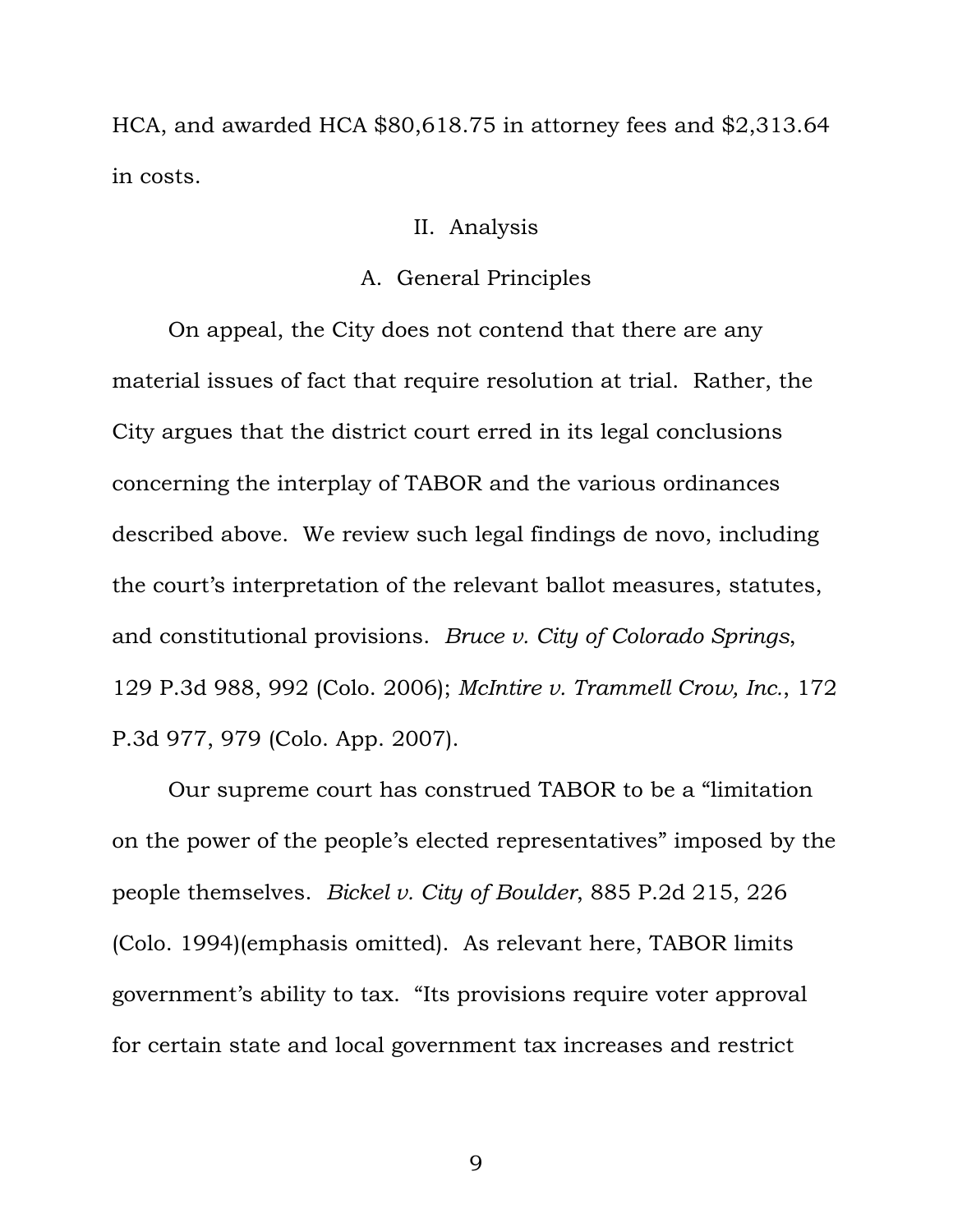HCA, and awarded HCA $80,618.75 in attorney fees and $2,313.64 in costs.

## II. Analysis

### A. General Principles

On appeal, the City does not contend that there are any material issues of fact that require resolution at trial. Rather, the City argues that the district court erred in its legal conclusions concerning the interplay of TABOR and the various ordinances described above. We review such legal findings de novo, including the court's interpretation of the relevant ballot measures, statutes, and constitutional provisions. *Bruce v. City of Colorado Springs*, 129 P.3d 988, 992 (Colo. 2006); *McIntire v. Trammell Crow, Inc.*, 172 P.3d 977, 979 (Colo. App. 2007).

Our supreme court has construed TABOR to be a "limitation on the power of the people's elected representatives" imposed by the people themselves. *Bickel v. City of Boulder*, 885 P.2d 215, 226 (Colo. 1994)(emphasis omitted). As relevant here, TABOR limits government's ability to tax. "Its provisions require voter approval for certain state and local government tax increases and restrict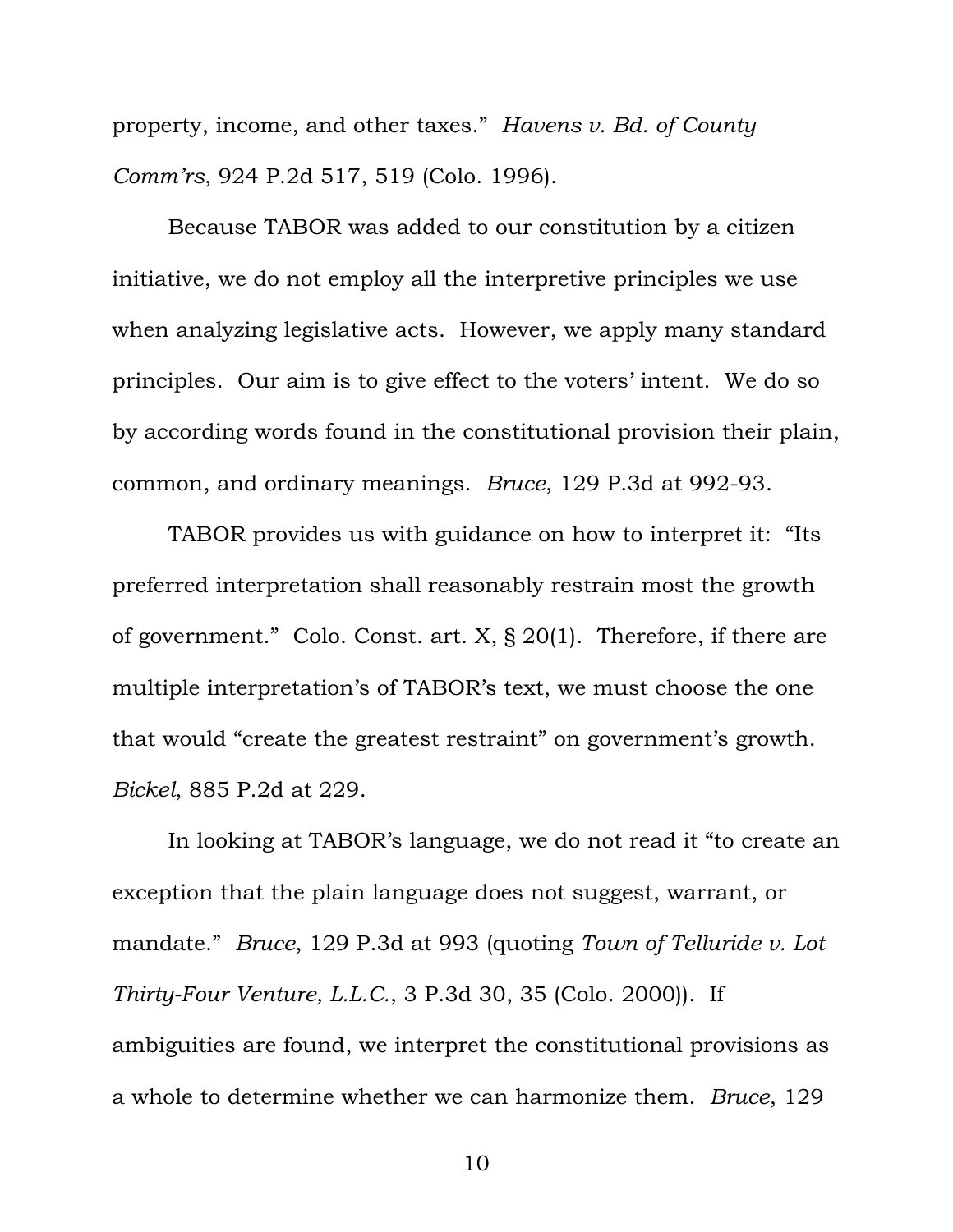property, income, and other taxes." *Havens v. Bd. of County Comm'rs*, 924 P.2d 517, 519 (Colo. 1996).

Because TABOR was added to our constitution by a citizen initiative, we do not employ all the interpretive principles we use when analyzing legislative acts. However, we apply many standard principles. Our aim is to give effect to the voters' intent. We do so by according words found in the constitutional provision their plain, common, and ordinary meanings. *Bruce*, 129 P.3d at 992-93.

TABOR provides us with guidance on how to interpret it: "Its preferred interpretation shall reasonably restrain most the growth of government." Colo. Const. art. X, § 20(1). Therefore, if there are multiple interpretation's of TABOR's text, we must choose the one that would "create the greatest restraint" on government's growth. *Bickel*, 885 P.2d at 229.

In looking at TABOR's language, we do not read it "to create an exception that the plain language does not suggest, warrant, or mandate." *Bruce*, 129 P.3d at 993 (quoting *Town of Telluride v. Lot Thirty-Four Venture, L.L.C.*, 3 P.3d 30, 35 (Colo. 2000)). If ambiguities are found, we interpret the constitutional provisions as a whole to determine whether we can harmonize them. *Bruce*, 129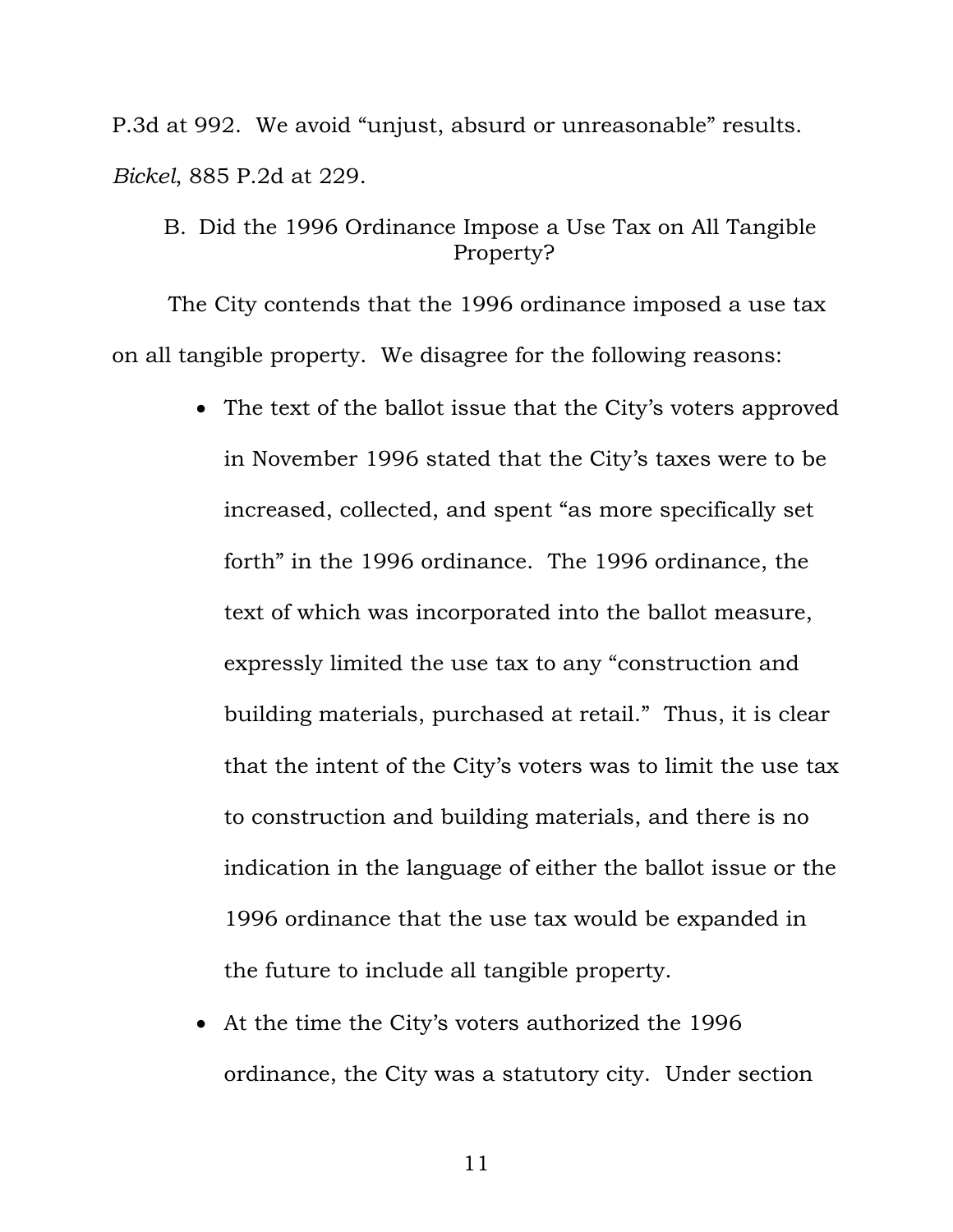P.3d at 992. We avoid "unjust, absurd or unreasonable" results. *Bickel*, 885 P.2d at 229.

### B. Did the 1996 Ordinance Impose a Use Tax on All Tangible Property?

The City contends that the 1996 ordinance imposed a use tax on all tangible property. We disagree for the following reasons:

- The text of the ballot issue that the City's voters approved in November 1996 stated that the City's taxes were to be increased, collected, and spent "as more specifically set forth" in the 1996 ordinance. The 1996 ordinance, the text of which was incorporated into the ballot measure, expressly limited the use tax to any "construction and building materials, purchased at retail." Thus, it is clear that the intent of the City's voters was to limit the use tax to construction and building materials, and there is no indication in the language of either the ballot issue or the 1996 ordinance that the use tax would be expanded in the future to include all tangible property.
- At the time the City's voters authorized the 1996 ordinance, the City was a statutory city. Under section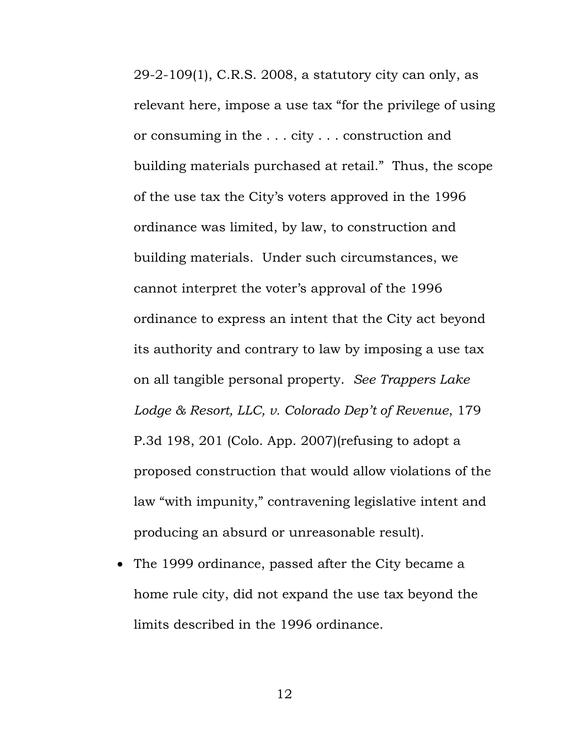29-2-109(1), C.R.S. 2008, a statutory city can only, as relevant here, impose a use tax "for the privilege of using or consuming in the . . . city . . . construction and building materials purchased at retail." Thus, the scope of the use tax the City's voters approved in the 1996 ordinance was limited, by law, to construction and building materials. Under such circumstances, we cannot interpret the voter's approval of the 1996 ordinance to express an intent that the City act beyond its authority and contrary to law by imposing a use tax on all tangible personal property. *See Trappers Lake Lodge & Resort, LLC, v. Colorado Dep't of Revenue*, 179 P.3d 198, 201 (Colo. App. 2007)(refusing to adopt a proposed construction that would allow violations of the law "with impunity," contravening legislative intent and producing an absurd or unreasonable result).

- The 1999 ordinance, passed after the City became a home rule city, did not expand the use tax beyond the limits described in the 1996 ordinance.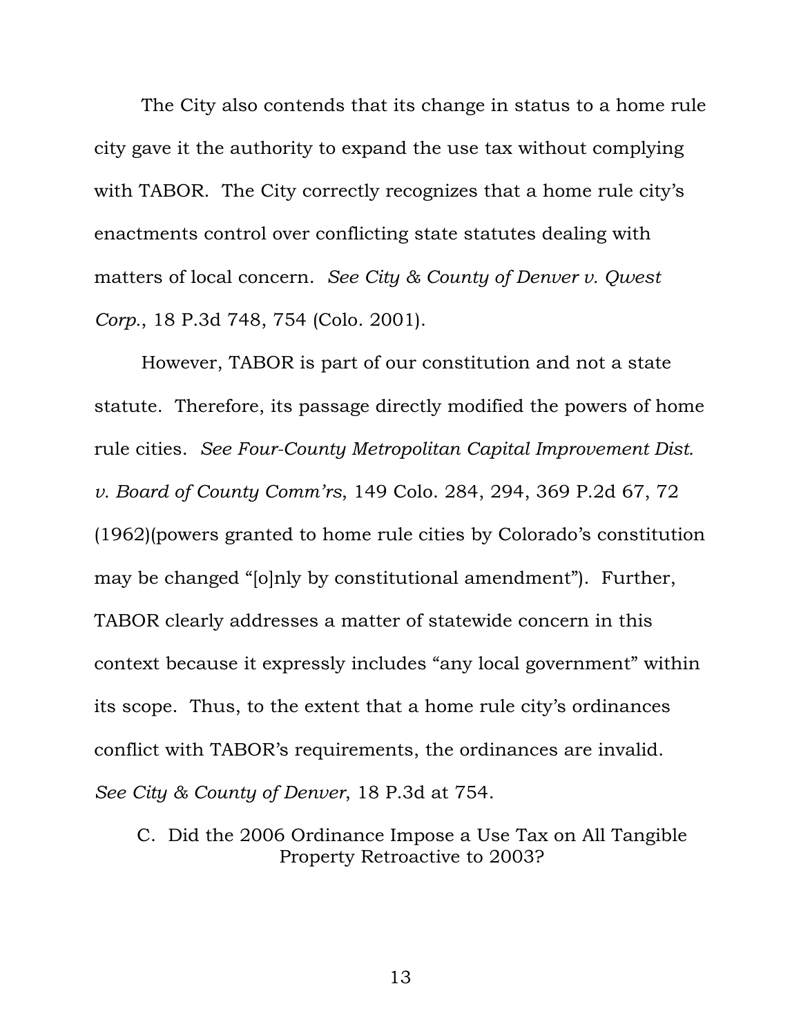The City also contends that its change in status to a home rule city gave it the authority to expand the use tax without complying with TABOR. The City correctly recognizes that a home rule city's enactments control over conflicting state statutes dealing with matters of local concern. *See City & County of Denver v. Qwest Corp.*, 18 P.3d 748, 754 (Colo. 2001).

However, TABOR is part of our constitution and not a state statute. Therefore, its passage directly modified the powers of home rule cities. *See Four-County Metropolitan Capital Improvement Dist. v. Board of County Comm'rs*, 149 Colo. 284, 294, 369 P.2d 67, 72 (1962)(powers granted to home rule cities by Colorado's constitution may be changed "[o]nly by constitutional amendment"). Further, TABOR clearly addresses a matter of statewide concern in this context because it expressly includes "any local government" within its scope. Thus, to the extent that a home rule city's ordinances conflict with TABOR's requirements, the ordinances are invalid. *See City & County of Denver*, 18 P.3d at 754.

### C. Did the 2006 Ordinance Impose a Use Tax on All Tangible Property Retroactive to 2003?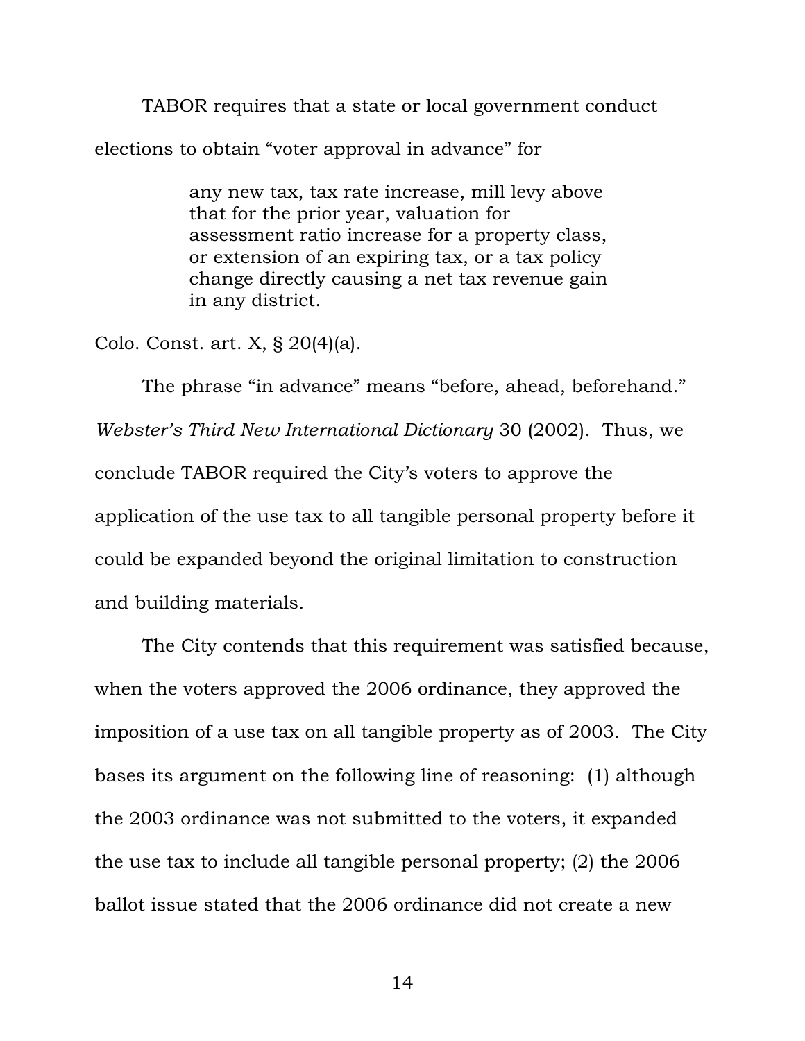TABOR requires that a state or local government conduct elections to obtain "voter approval in advance" for

> any new tax, tax rate increase, mill levy above that for the prior year, valuation for assessment ratio increase for a property class, or extension of an expiring tax, or a tax policy change directly causing a net tax revenue gain in any district.

Colo. Const. art. X, § 20(4)(a).

The phrase "in advance" means "before, ahead, beforehand." *Webster's Third New International Dictionary* 30 (2002). Thus, we conclude TABOR required the City's voters to approve the application of the use tax to all tangible personal property before it could be expanded beyond the original limitation to construction and building materials.

The City contends that this requirement was satisfied because, when the voters approved the 2006 ordinance, they approved the imposition of a use tax on all tangible property as of 2003. The City bases its argument on the following line of reasoning: (1) although the 2003 ordinance was not submitted to the voters, it expanded the use tax to include all tangible personal property; (2) the 2006 ballot issue stated that the 2006 ordinance did not create a new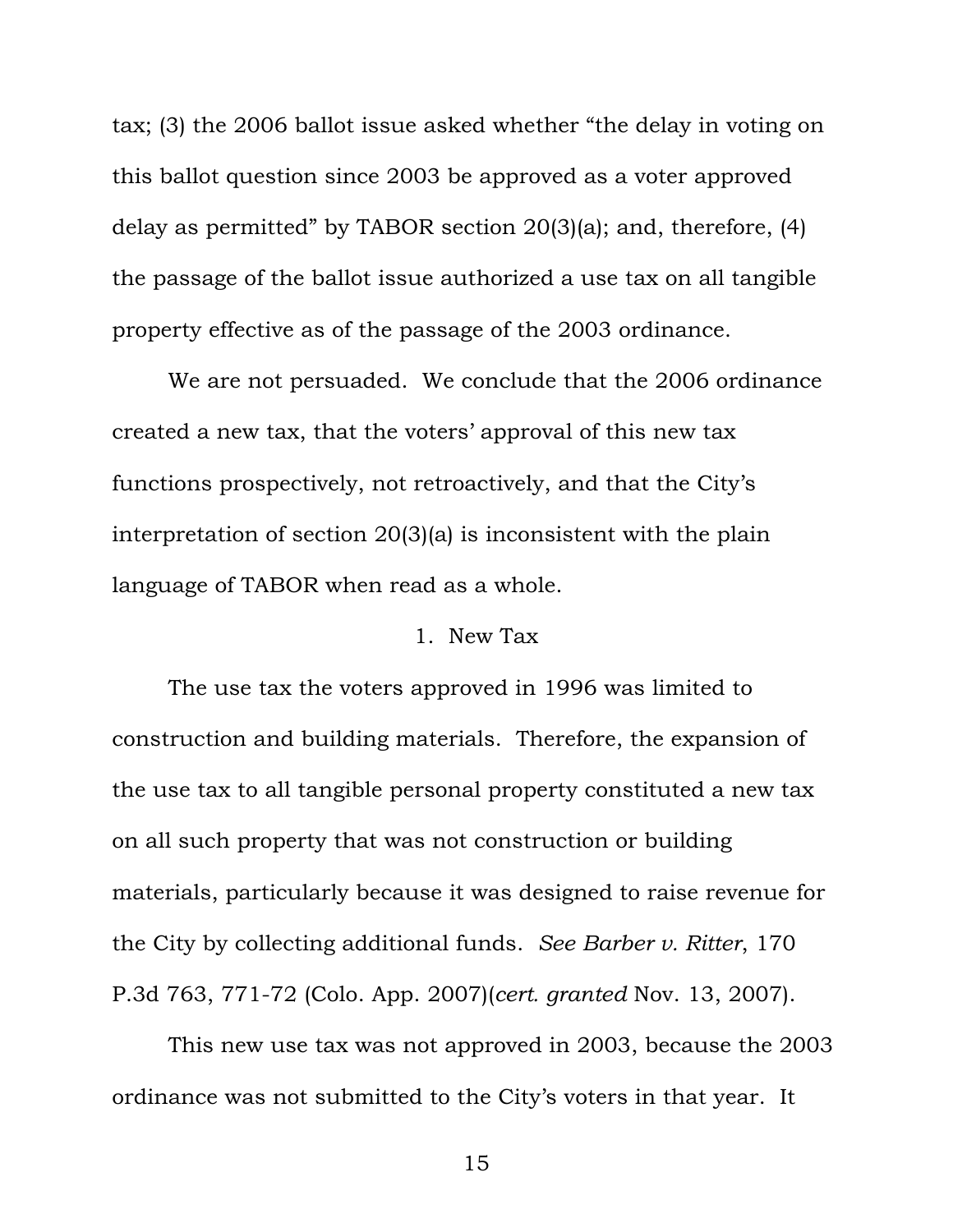tax; (3) the 2006 ballot issue asked whether "the delay in voting on this ballot question since 2003 be approved as a voter approved delay as permitted" by TABOR section 20(3)(a); and, therefore, (4) the passage of the ballot issue authorized a use tax on all tangible property effective as of the passage of the 2003 ordinance.

We are not persuaded. We conclude that the 2006 ordinance created a new tax, that the voters' approval of this new tax functions prospectively, not retroactively, and that the City's interpretation of section 20(3)(a) is inconsistent with the plain language of TABOR when read as a whole.

1. New Tax

The use tax the voters approved in 1996 was limited to construction and building materials. Therefore, the expansion of the use tax to all tangible personal property constituted a new tax on all such property that was not construction or building materials, particularly because it was designed to raise revenue for the City by collecting additional funds. *See Barber v. Ritter*, 170 P.3d 763, 771-72 (Colo. App. 2007)(*cert. granted* Nov. 13, 2007).

This new use tax was not approved in 2003, because the 2003 ordinance was not submitted to the City's voters in that year. It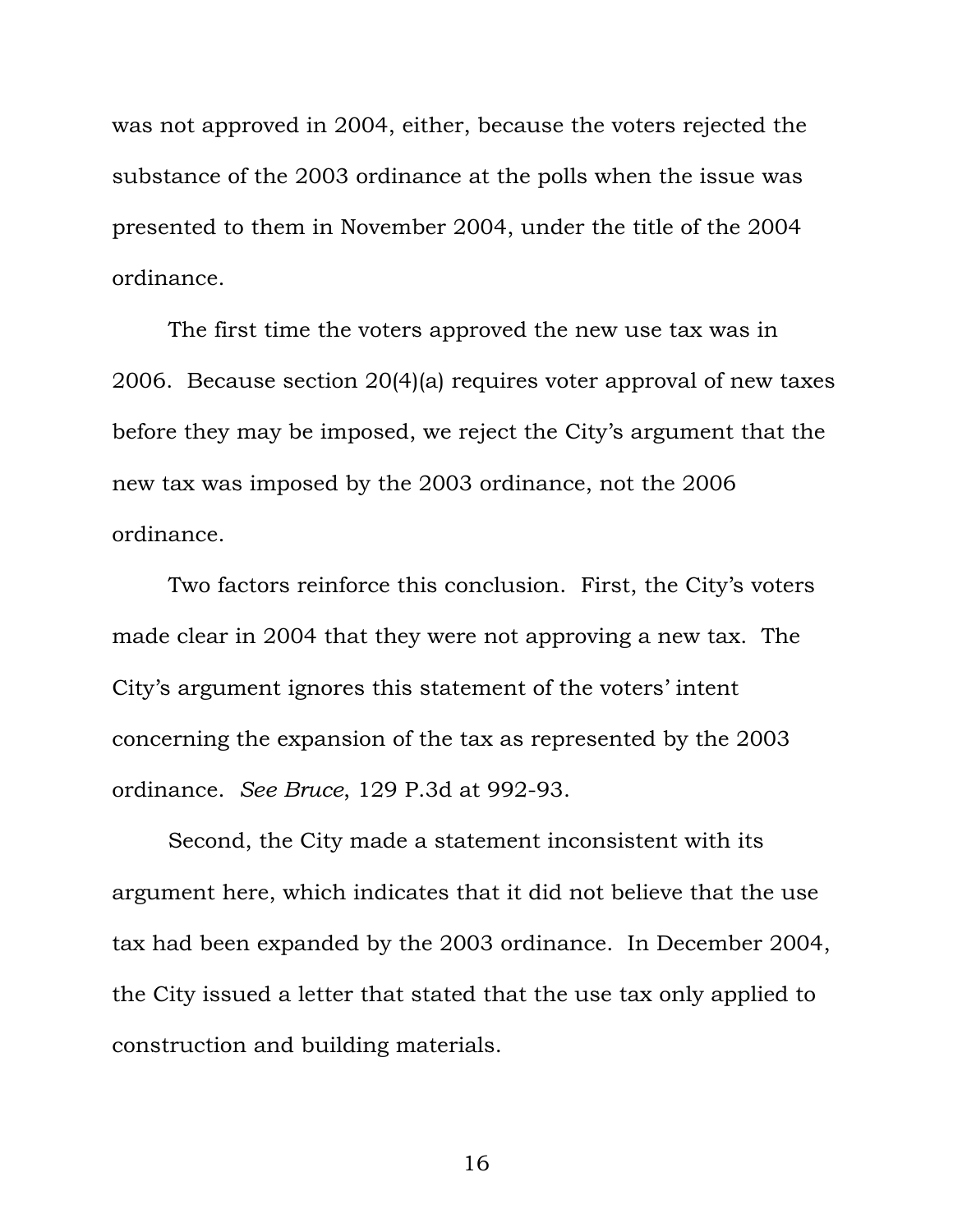was not approved in 2004, either, because the voters rejected the substance of the 2003 ordinance at the polls when the issue was presented to them in November 2004, under the title of the 2004 ordinance.

The first time the voters approved the new use tax was in 2006. Because section 20(4)(a) requires voter approval of new taxes before they may be imposed, we reject the City's argument that the new tax was imposed by the 2003 ordinance, not the 2006 ordinance.

Two factors reinforce this conclusion. First, the City's voters made clear in 2004 that they were not approving a new tax. The City's argument ignores this statement of the voters' intent concerning the expansion of the tax as represented by the 2003 ordinance. *See Bruce*, 129 P.3d at 992-93.

Second, the City made a statement inconsistent with its argument here, which indicates that it did not believe that the use tax had been expanded by the 2003 ordinance. In December 2004, the City issued a letter that stated that the use tax only applied to construction and building materials.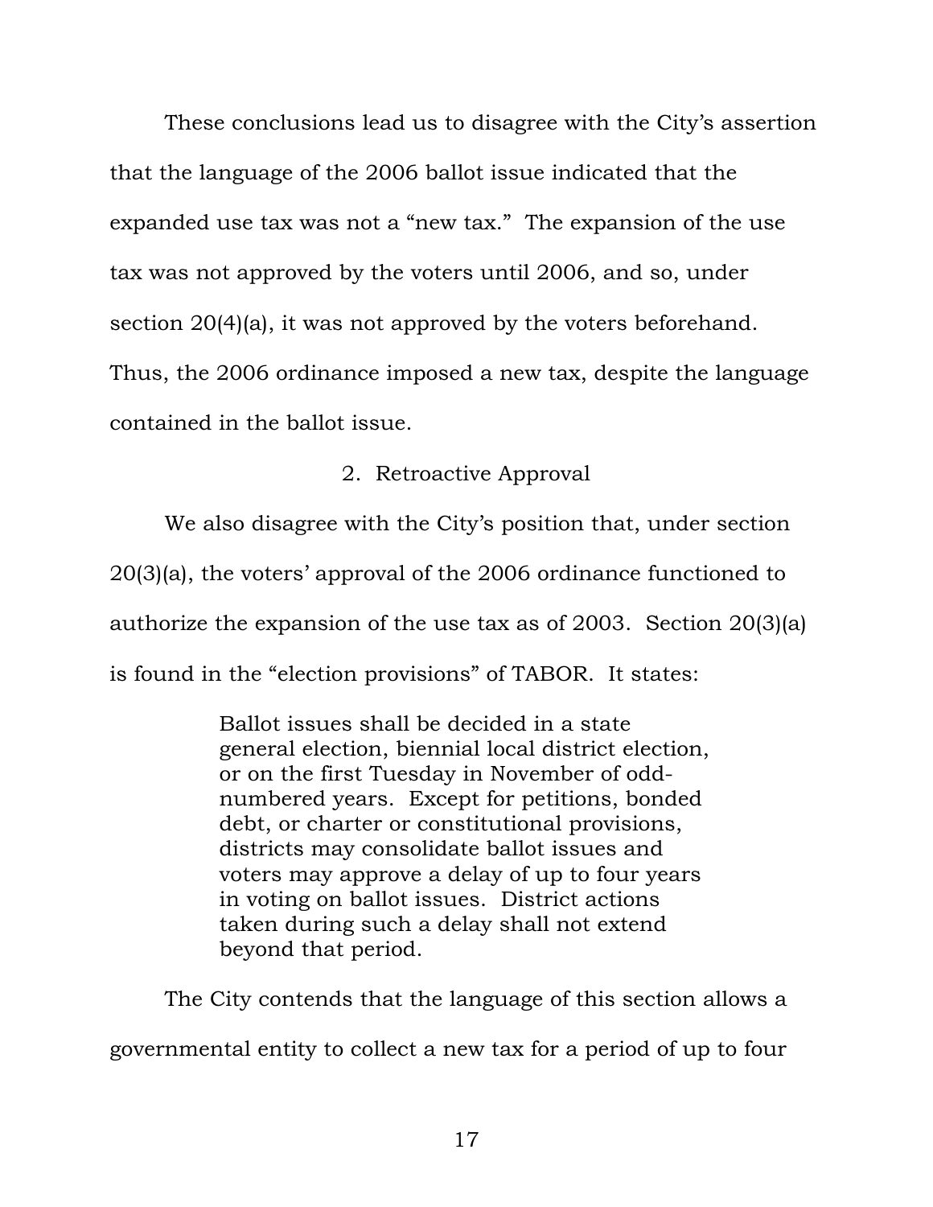These conclusions lead us to disagree with the City's assertion that the language of the 2006 ballot issue indicated that the expanded use tax was not a "new tax." The expansion of the use tax was not approved by the voters until 2006, and so, under section 20(4)(a), it was not approved by the voters beforehand. Thus, the 2006 ordinance imposed a new tax, despite the language contained in the ballot issue.

### 2. Retroactive Approval

We also disagree with the City's position that, under section 20(3)(a), the voters' approval of the 2006 ordinance functioned to authorize the expansion of the use tax as of 2003. Section 20(3)(a) is found in the "election provisions" of TABOR. It states:

> Ballot issues shall be decided in a state general election, biennial local district election, or on the first Tuesday in November of odd-numbered years. Except for petitions, bonded debt, or charter or constitutional provisions, districts may consolidate ballot issues and voters may approve a delay of up to four years in voting on ballot issues. District actions taken during such a delay shall not extend beyond that period.

The City contends that the language of this section allows a governmental entity to collect a new tax for a period of up to four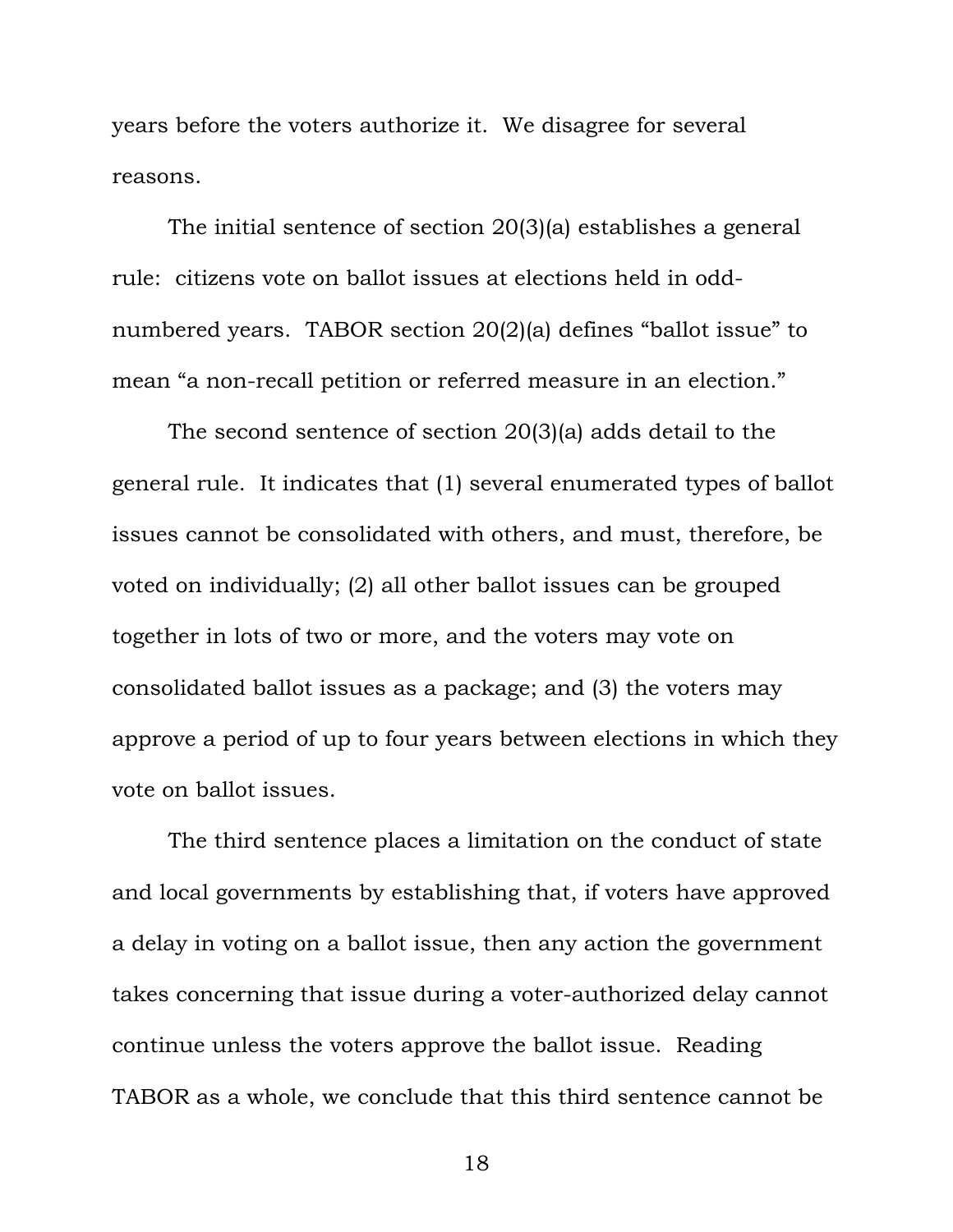years before the voters authorize it. We disagree for several reasons.

The initial sentence of section 20(3)(a) establishes a general rule: citizens vote on ballot issues at elections held in odd-numbered years. TABOR section 20(2)(a) defines "ballot issue" to mean "a non-recall petition or referred measure in an election."

The second sentence of section 20(3)(a) adds detail to the general rule. It indicates that (1) several enumerated types of ballot issues cannot be consolidated with others, and must, therefore, be voted on individually; (2) all other ballot issues can be grouped together in lots of two or more, and the voters may vote on consolidated ballot issues as a package; and (3) the voters may approve a period of up to four years between elections in which they vote on ballot issues.

The third sentence places a limitation on the conduct of state and local governments by establishing that, if voters have approved a delay in voting on a ballot issue, then any action the government takes concerning that issue during a voter-authorized delay cannot continue unless the voters approve the ballot issue. Reading TABOR as a whole, we conclude that this third sentence cannot be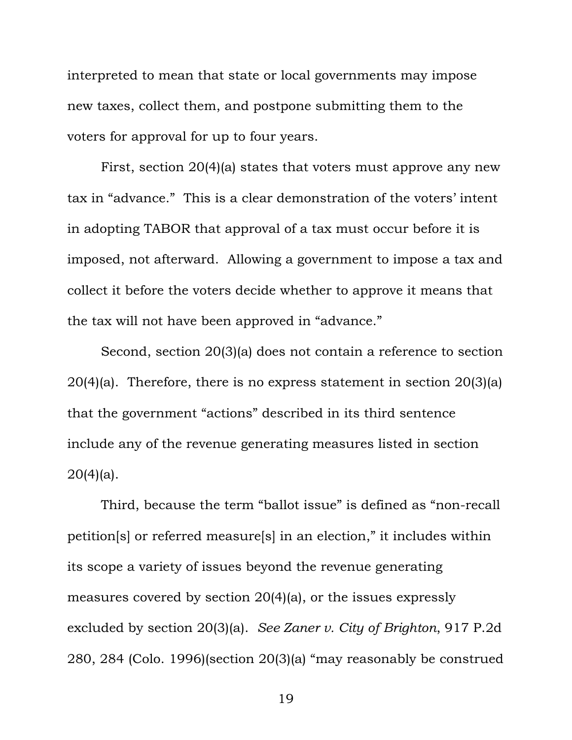interpreted to mean that state or local governments may impose new taxes, collect them, and postpone submitting them to the voters for approval for up to four years.

First, section 20(4)(a) states that voters must approve any new tax in "advance." This is a clear demonstration of the voters' intent in adopting TABOR that approval of a tax must occur before it is imposed, not afterward. Allowing a government to impose a tax and collect it before the voters decide whether to approve it means that the tax will not have been approved in "advance."

Second, section 20(3)(a) does not contain a reference to section 20(4)(a). Therefore, there is no express statement in section 20(3)(a) that the government "actions" described in its third sentence include any of the revenue generating measures listed in section 20(4)(a).

Third, because the term "ballot issue" is defined as "non-recall petition[s] or referred measure[s] in an election," it includes within its scope a variety of issues beyond the revenue generating measures covered by section 20(4)(a), or the issues expressly excluded by section 20(3)(a). *See Zaner v. City of Brighton*, 917 P.2d 280, 284 (Colo. 1996)(section 20(3)(a) "may reasonably be construed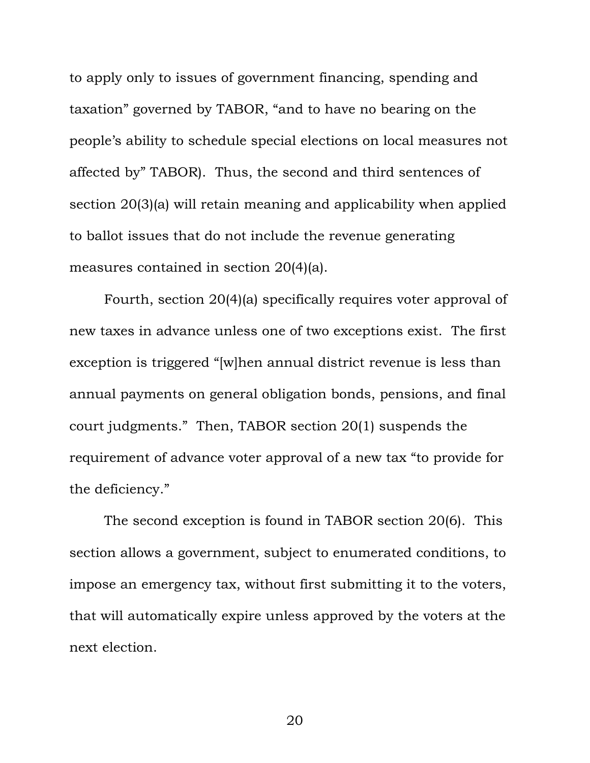to apply only to issues of government financing, spending and taxation" governed by TABOR, "and to have no bearing on the people's ability to schedule special elections on local measures not affected by" TABOR). Thus, the second and third sentences of section 20(3)(a) will retain meaning and applicability when applied to ballot issues that do not include the revenue generating measures contained in section 20(4)(a).

Fourth, section 20(4)(a) specifically requires voter approval of new taxes in advance unless one of two exceptions exist. The first exception is triggered "[w]hen annual district revenue is less than annual payments on general obligation bonds, pensions, and final court judgments." Then, TABOR section 20(1) suspends the requirement of advance voter approval of a new tax "to provide for the deficiency."

The second exception is found in TABOR section 20(6). This section allows a government, subject to enumerated conditions, to impose an emergency tax, without first submitting it to the voters, that will automatically expire unless approved by the voters at the next election.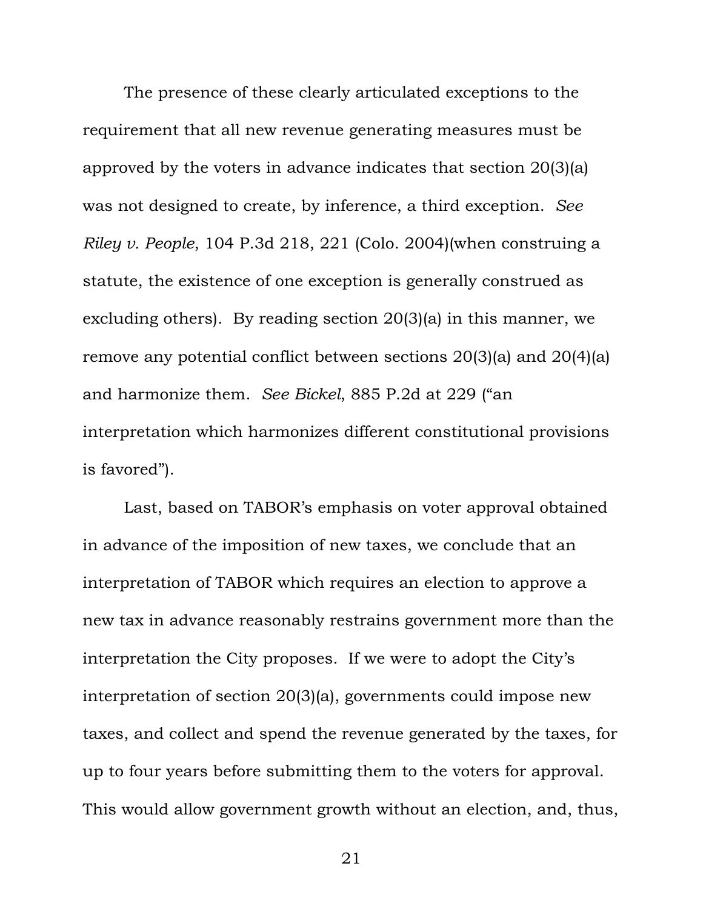The presence of these clearly articulated exceptions to the requirement that all new revenue generating measures must be approved by the voters in advance indicates that section 20(3)(a) was not designed to create, by inference, a third exception. *See Riley v. People*, 104 P.3d 218, 221 (Colo. 2004)(when construing a statute, the existence of one exception is generally construed as excluding others). By reading section 20(3)(a) in this manner, we remove any potential conflict between sections 20(3)(a) and 20(4)(a) and harmonize them. *See Bickel*, 885 P.2d at 229 ("an interpretation which harmonizes different constitutional provisions is favored").

Last, based on TABOR's emphasis on voter approval obtained in advance of the imposition of new taxes, we conclude that an interpretation of TABOR which requires an election to approve a new tax in advance reasonably restrains government more than the interpretation the City proposes. If we were to adopt the City's interpretation of section 20(3)(a), governments could impose new taxes, and collect and spend the revenue generated by the taxes, for up to four years before submitting them to the voters for approval. This would allow government growth without an election, and, thus,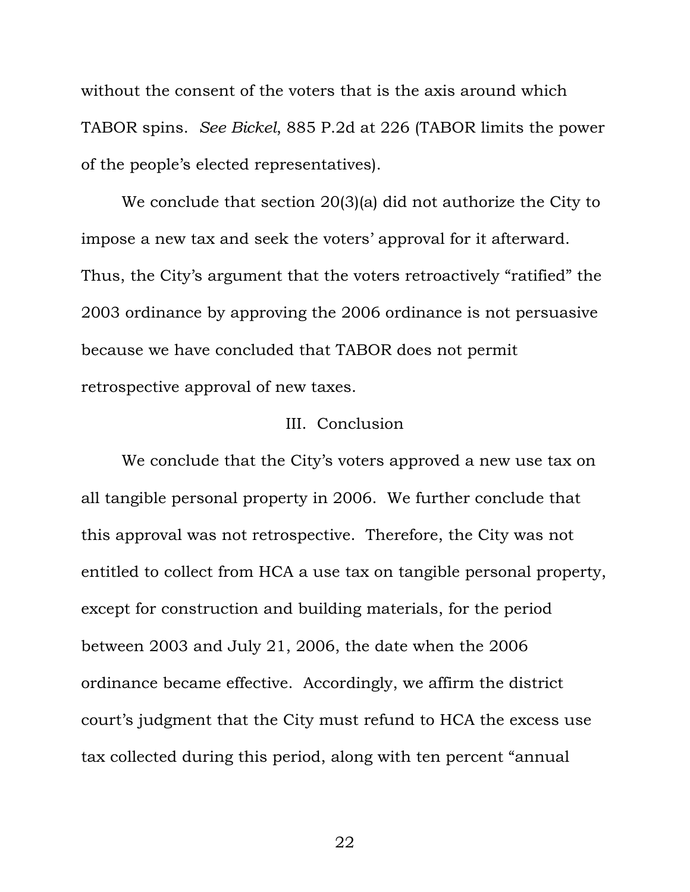without the consent of the voters that is the axis around which TABOR spins. *See Bickel*, 885 P.2d at 226 (TABOR limits the power of the people's elected representatives).

We conclude that section 20(3)(a) did not authorize the City to impose a new tax and seek the voters' approval for it afterward. Thus, the City's argument that the voters retroactively "ratified" the 2003 ordinance by approving the 2006 ordinance is not persuasive because we have concluded that TABOR does not permit retrospective approval of new taxes.

## III. Conclusion

We conclude that the City's voters approved a new use tax on all tangible personal property in 2006. We further conclude that this approval was not retrospective. Therefore, the City was not entitled to collect from HCA a use tax on tangible personal property, except for construction and building materials, for the period between 2003 and July 21, 2006, the date when the 2006 ordinance became effective. Accordingly, we affirm the district court's judgment that the City must refund to HCA the excess use tax collected during this period, along with ten percent "annual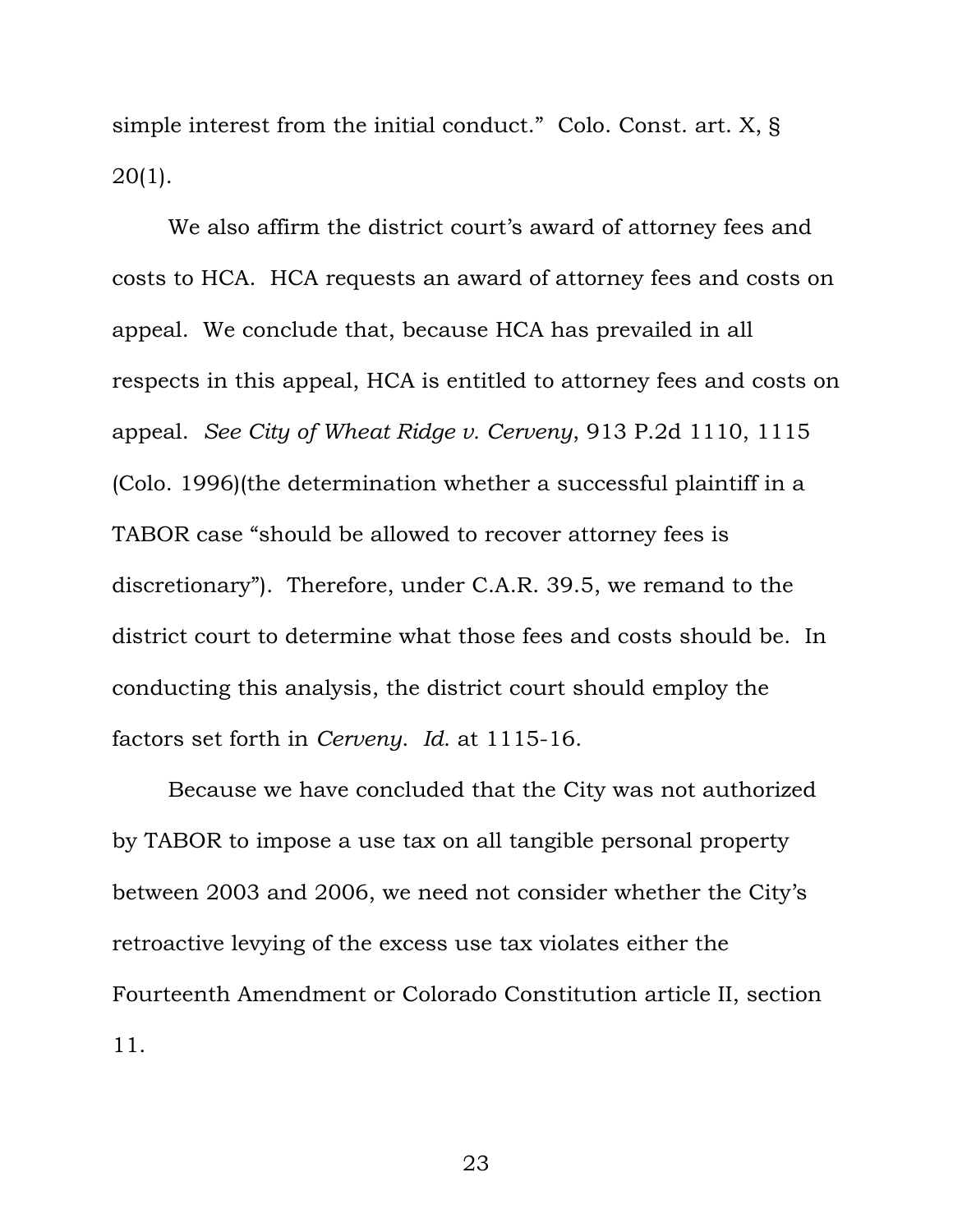simple interest from the initial conduct." Colo. Const. art. X, § 20(1).

We also affirm the district court's award of attorney fees and costs to HCA. HCA requests an award of attorney fees and costs on appeal. We conclude that, because HCA has prevailed in all respects in this appeal, HCA is entitled to attorney fees and costs on appeal. *See City of Wheat Ridge v. Cerveny*, 913 P.2d 1110, 1115 (Colo. 1996)(the determination whether a successful plaintiff in a TABOR case "should be allowed to recover attorney fees is discretionary"). Therefore, under C.A.R. 39.5, we remand to the district court to determine what those fees and costs should be. In conducting this analysis, the district court should employ the factors set forth in *Cerveny*. *Id.* at 1115-16.

Because we have concluded that the City was not authorized by TABOR to impose a use tax on all tangible personal property between 2003 and 2006, we need not consider whether the City's retroactive levying of the excess use tax violates either the Fourteenth Amendment or Colorado Constitution article II, section 11.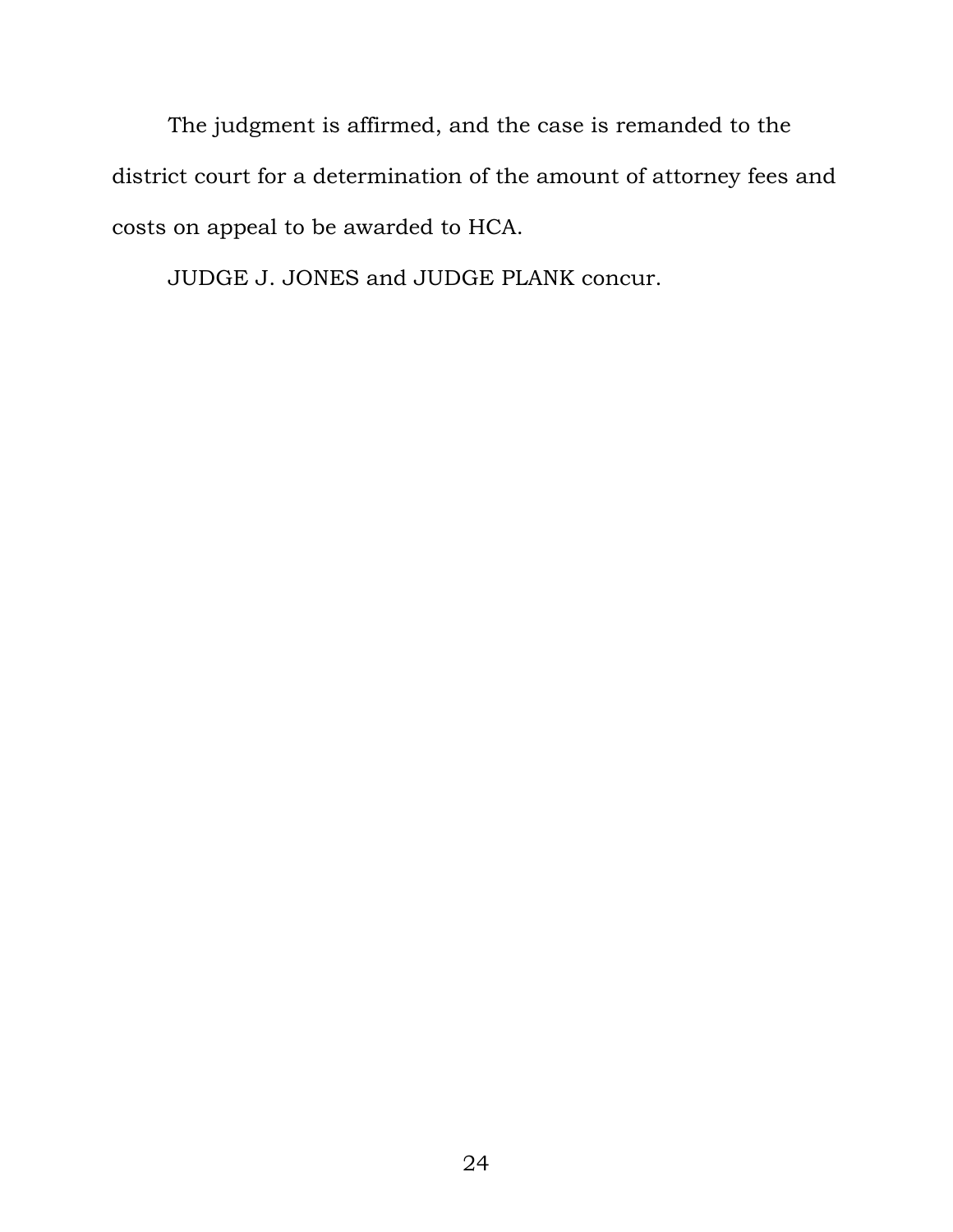The judgment is affirmed, and the case is remanded to the district court for a determination of the amount of attorney fees and costs on appeal to be awarded to HCA.

JUDGE J. JONES and JUDGE PLANK concur.